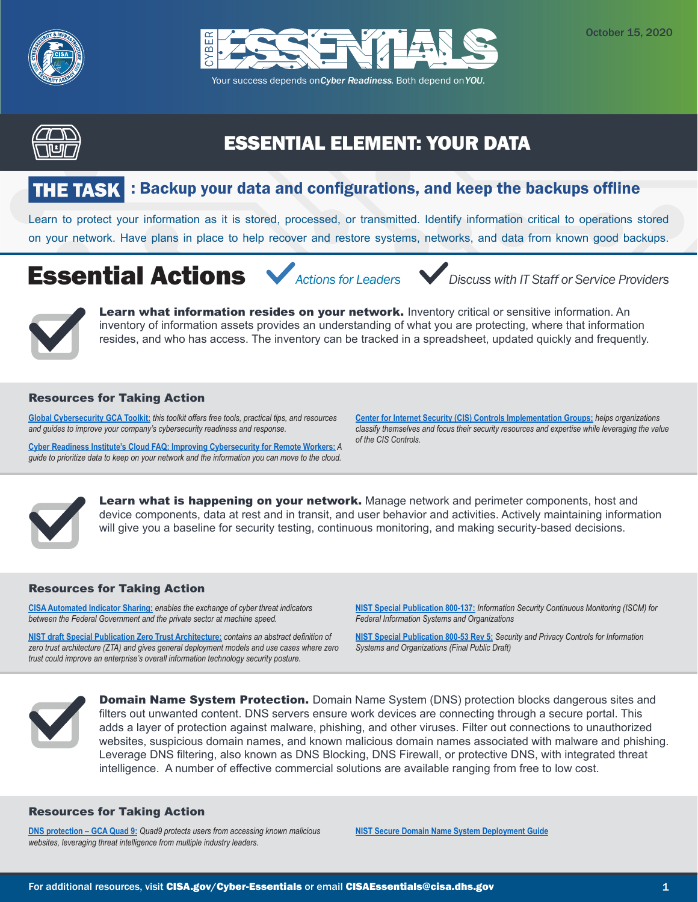October 15, 2020

# CYBER ESSENTIALS

Your success depends on *Cyber Readiness*. Both depend on *YOU*.

## ESSENTIAL ELEMENT: YOUR DATA

### THE TASK: Backup your data and configurations, and keep the backups offline

Learn to protect your information as it is stored, processed, or transmitted. Identify information critical to operations stored on your network. Have plans in place to help recover and restore systems, networks, and data from known good backups.

## Essential Actions

*Actions for Leaders* *Discuss with IT Staff or Service Providers*

**Learn what information resides on your network.** Inventory critical or sensitive information. An inventory of information assets provides an understanding of what you are protecting, where that information resides, and who has access. The inventory can be tracked in a spreadsheet, updated quickly and frequently.

### Resources for Taking Action

**Global Cybersecurity GCA Toolkit:** *this toolkit offers free tools, practical tips, and resources and guides to improve your company's cybersecurity readiness and response.*

**Cyber Readiness Institute's Cloud FAQ: Improving Cybersecurity for Remote Workers:** *A guide to prioritize data to keep on your network and the information you can move to the cloud.*

**Center for Internet Security (CIS) Controls Implementation Groups:** *helps organizations classify themselves and focus their security resources and expertise while leveraging the value of the CIS Controls.*

**Learn what is happening on your network.** Manage network and perimeter components, host and device components, data at rest and in transit, and user behavior and activities. Actively maintaining information will give you a baseline for security testing, continuous monitoring, and making security-based decisions.

### Resources for Taking Action

**CISA Automated Indicator Sharing:** *enables the exchange of cyber threat indicators between the Federal Government and the private sector at machine speed.*

**NIST draft Special Publication Zero Trust Architecture:** *contains an abstract definition of zero trust architecture (ZTA) and gives general deployment models and use cases where zero trust could improve an enterprise's overall information technology security posture.*

**NIST Special Publication 800-137:** *Information Security Continuous Monitoring (ISCM) for Federal Information Systems and Organizations*

**NIST Special Publication 800-53 Rev 5:** *Security and Privacy Controls for Information Systems and Organizations (Final Public Draft)*

**Domain Name System Protection.** Domain Name System (DNS) protection blocks dangerous sites and filters out unwanted content. DNS servers ensure work devices are connecting through a secure portal. This adds a layer of protection against malware, phishing, and other viruses. Filter out connections to unauthorized websites, suspicious domain names, and known malicious domain names associated with malware and phishing. Leverage DNS filtering, also known as DNS Blocking, DNS Firewall, or protective DNS, with integrated threat intelligence. A number of effective commercial solutions are available ranging from free to low cost.

### Resources for Taking Action

**DNS protection – GCA Quad 9:** *Quad9 protects users from accessing known malicious websites, leveraging threat intelligence from multiple industry leaders.*

**NIST Secure Domain Name System Deployment Guide**

For additional resources, visit **CISA.gov/Cyber-Essentials** or email **CISAEssentials@cisa.dhs.gov**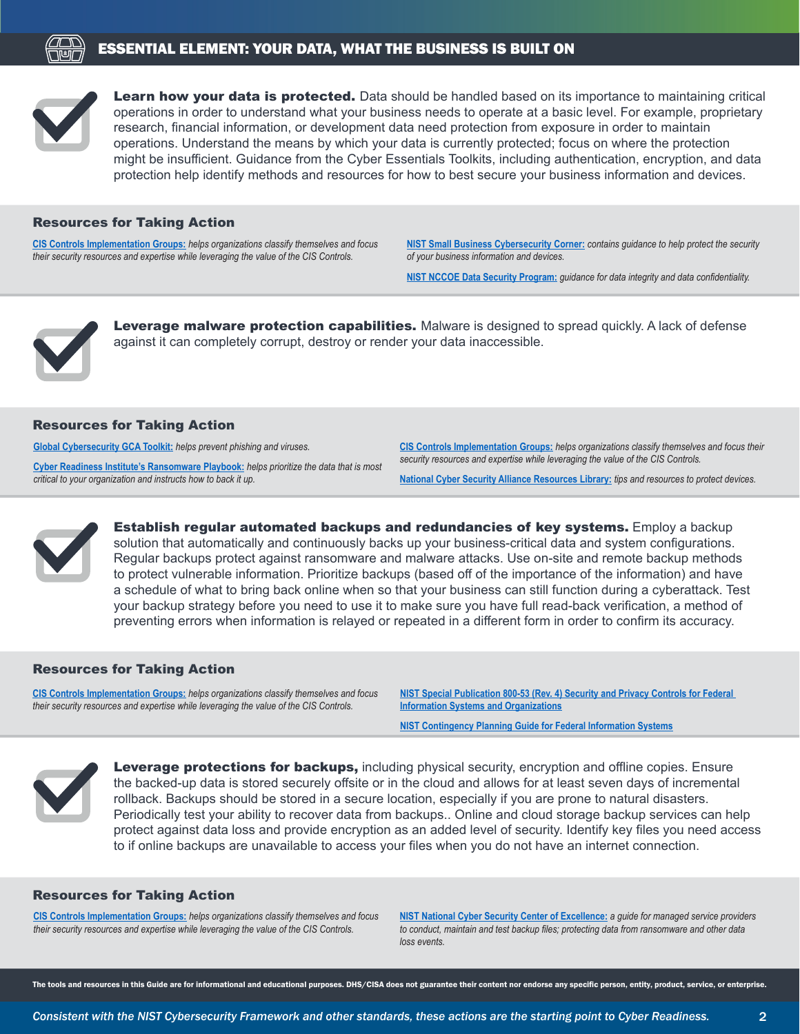## ESSENTIAL ELEMENT: YOUR DATA, WHAT THE BUSINESS IS BUILT ON

**Learn how your data is protected.** Data should be handled based on its importance to maintaining critical operations in order to understand what your business needs to operate at a basic level. For example, proprietary research, financial information, or development data need protection from exposure in order to maintain operations. Understand the means by which your data is currently protected; focus on where the protection might be insufficient. Guidance from the Cyber Essentials Toolkits, including authentication, encryption, and data protection help identify methods and resources for how to best secure your business information and devices.

### Resources for Taking Action

[CIS Controls Implementation Groups:]() *helps organizations classify themselves and focus their security resources and expertise while leveraging the value of the CIS Controls.*

[NIST Small Business Cybersecurity Corner:]() *contains guidance to help protect the security of your business information and devices.*

[NIST NCCOE Data Security Program:]() *guidance for data integrity and data confidentiality.*

**Leverage malware protection capabilities.** Malware is designed to spread quickly. A lack of defense against it can completely corrupt, destroy or render your data inaccessible.

### Resources for Taking Action

[Global Cybersecurity GCA Toolkit:]() *helps prevent phishing and viruses.*

[Cyber Readiness Institute's Ransomware Playbook:]() *helps prioritize the data that is most critical to your organization and instructs how to back it up.*

[CIS Controls Implementation Groups:]() *helps organizations classify themselves and focus their security resources and expertise while leveraging the value of the CIS Controls.*

[National Cyber Security Alliance Resources Library:]() *tips and resources to protect devices.*

**Establish regular automated backups and redundancies of key systems.** Employ a backup solution that automatically and continuously backs up your business-critical data and system configurations. Regular backups protect against ransomware and malware attacks. Use on-site and remote backup methods to protect vulnerable information. Prioritize backups (based off of the importance of the information) and have a schedule of what to bring back online when so that your business can still function during a cyberattack. Test your backup strategy before you need to use it to make sure you have full read-back verification, a method of preventing errors when information is relayed or repeated in a different form in order to confirm its accuracy.

### Resources for Taking Action

[CIS Controls Implementation Groups:]() *helps organizations classify themselves and focus their security resources and expertise while leveraging the value of the CIS Controls.*

[NIST Special Publication 800-53 (Rev. 4) Security and Privacy Controls for Federal Information Systems and Organizations]()

[NIST Contingency Planning Guide for Federal Information Systems]()

**Leverage protections for backups,** including physical security, encryption and offline copies. Ensure the backed-up data is stored securely offsite or in the cloud and allows for at least seven days of incremental rollback. Backups should be stored in a secure location, especially if you are prone to natural disasters. Periodically test your ability to recover data from backups.. Online and cloud storage backup services can help protect against data loss and provide encryption as an added level of security. Identify key files you need access to if online backups are unavailable to access your files when you do not have an internet connection.

### Resources for Taking Action

[CIS Controls Implementation Groups:]() *helps organizations classify themselves and focus their security resources and expertise while leveraging the value of the CIS Controls.*

[NIST National Cyber Security Center of Excellence:]() *a guide for managed service providers to conduct, maintain and test backup files; protecting data from ransomware and other data loss events.*

**The tools and resources in this Guide are for informational and educational purposes. DHS/CISA does not guarantee their content nor endorse any specific person, entity, product, service, or enterprise.**

*Consistent with the NIST Cybersecurity Framework and other standards, these actions are the starting point to Cyber Readiness.*